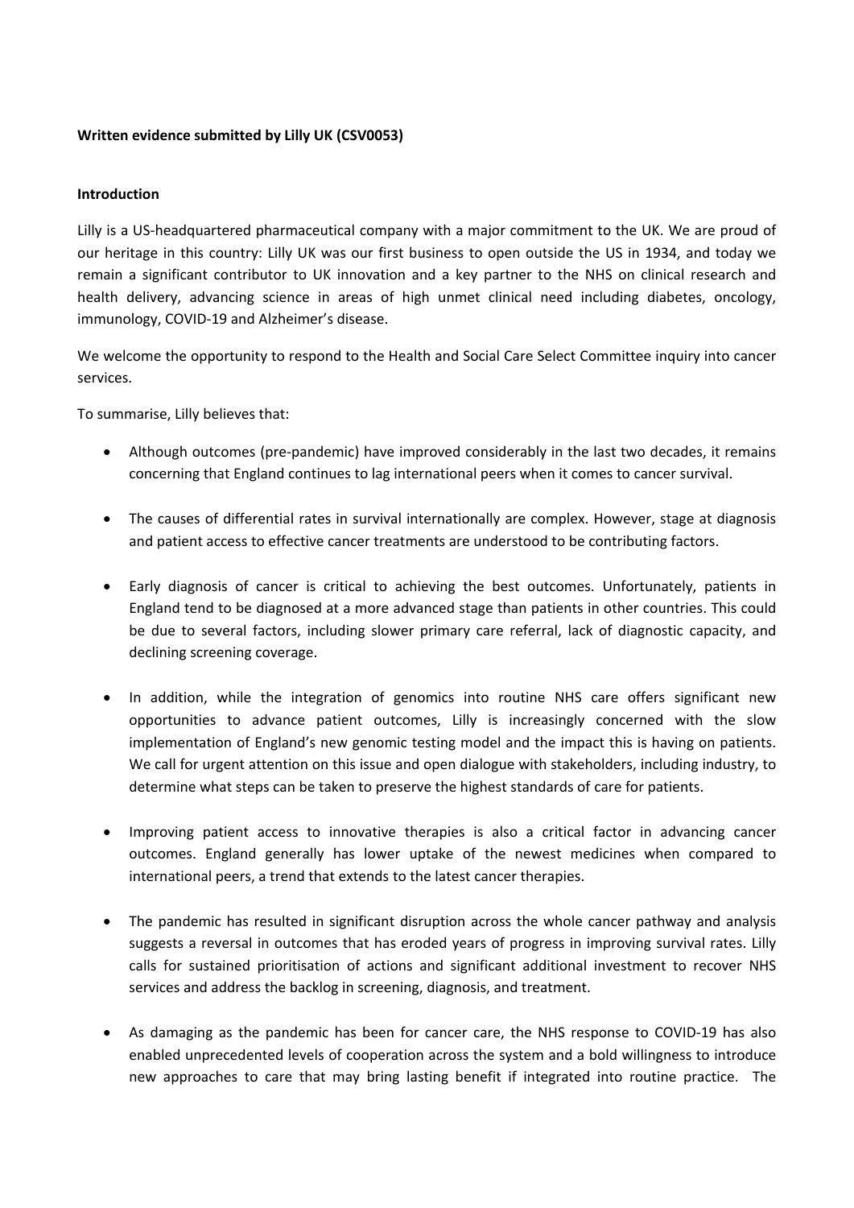**Written evidence submitted by Lilly UK (CSV0053)**

**Introduction**

Lilly is a US-headquartered pharmaceutical company with a major commitment to the UK. We are proud of our heritage in this country: Lilly UK was our first business to open outside the US in 1934, and today we remain a significant contributor to UK innovation and a key partner to the NHS on clinical research and health delivery, advancing science in areas of high unmet clinical need including diabetes, oncology, immunology, COVID-19 and Alzheimer's disease.

We welcome the opportunity to respond to the Health and Social Care Select Committee inquiry into cancer services.

To summarise, Lilly believes that:

- Although outcomes (pre-pandemic) have improved considerably in the last two decades, it remains concerning that England continues to lag international peers when it comes to cancer survival.

- The causes of differential rates in survival internationally are complex. However, stage at diagnosis and patient access to effective cancer treatments are understood to be contributing factors.

- Early diagnosis of cancer is critical to achieving the best outcomes. Unfortunately, patients in England tend to be diagnosed at a more advanced stage than patients in other countries. This could be due to several factors, including slower primary care referral, lack of diagnostic capacity, and declining screening coverage.

- In addition, while the integration of genomics into routine NHS care offers significant new opportunities to advance patient outcomes, Lilly is increasingly concerned with the slow implementation of England's new genomic testing model and the impact this is having on patients. We call for urgent attention on this issue and open dialogue with stakeholders, including industry, to determine what steps can be taken to preserve the highest standards of care for patients.

- Improving patient access to innovative therapies is also a critical factor in advancing cancer outcomes. England generally has lower uptake of the newest medicines when compared to international peers, a trend that extends to the latest cancer therapies.

- The pandemic has resulted in significant disruption across the whole cancer pathway and analysis suggests a reversal in outcomes that has eroded years of progress in improving survival rates. Lilly calls for sustained prioritisation of actions and significant additional investment to recover NHS services and address the backlog in screening, diagnosis, and treatment.

- As damaging as the pandemic has been for cancer care, the NHS response to COVID-19 has also enabled unprecedented levels of cooperation across the system and a bold willingness to introduce new approaches to care that may bring lasting benefit if integrated into routine practice. The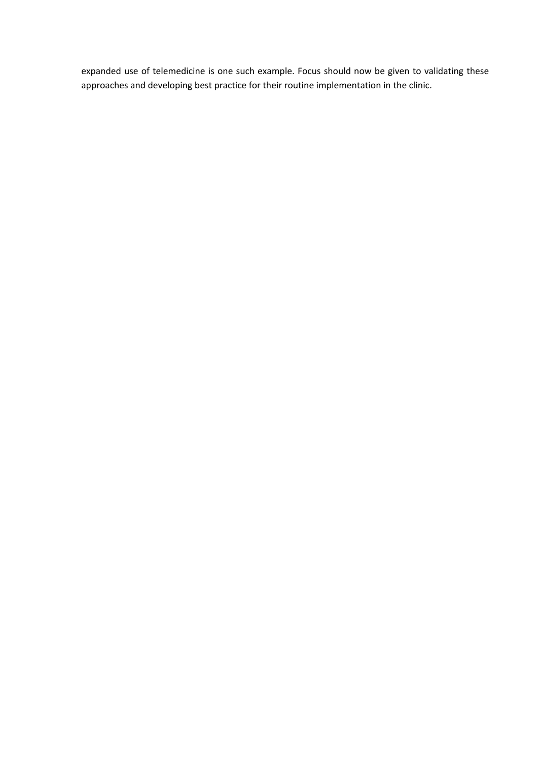expanded use of telemedicine is one such example. Focus should now be given to validating these approaches and developing best practice for their routine implementation in the clinic.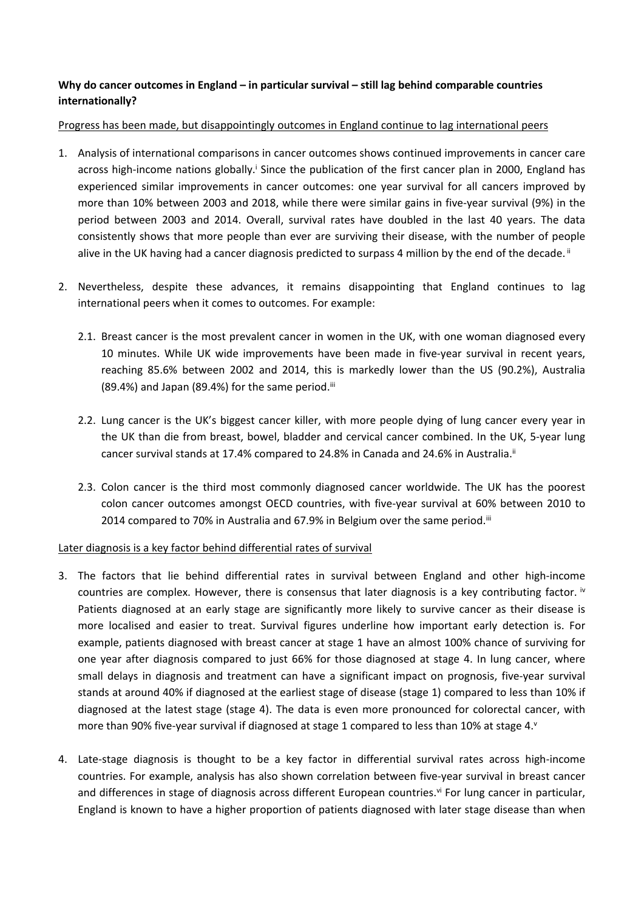**Why do cancer outcomes in England – in particular survival – still lag behind comparable countries internationally?**

Progress has been made, but disappointingly outcomes in England continue to lag international peers

1. Analysis of international comparisons in cancer outcomes shows continued improvements in cancer care across high-income nations globally.[i] Since the publication of the first cancer plan in 2000, England has experienced similar improvements in cancer outcomes: one year survival for all cancers improved by more than 10% between 2003 and 2018, while there were similar gains in five-year survival (9%) in the period between 2003 and 2014. Overall, survival rates have doubled in the last 40 years. The data consistently shows that more people than ever are surviving their disease, with the number of people alive in the UK having had a cancer diagnosis predicted to surpass 4 million by the end of the decade.[ii]

2. Nevertheless, despite these advances, it remains disappointing that England continues to lag international peers when it comes to outcomes. For example:

   2.1. Breast cancer is the most prevalent cancer in women in the UK, with one woman diagnosed every 10 minutes. While UK wide improvements have been made in five-year survival in recent years, reaching 85.6% between 2002 and 2014, this is markedly lower than the US (90.2%), Australia (89.4%) and Japan (89.4%) for the same period.[iii]

   2.2. Lung cancer is the UK's biggest cancer killer, with more people dying of lung cancer every year in the UK than die from breast, bowel, bladder and cervical cancer combined. In the UK, 5-year lung cancer survival stands at 17.4% compared to 24.8% in Canada and 24.6% in Australia.[ii]

   2.3. Colon cancer is the third most commonly diagnosed cancer worldwide. The UK has the poorest colon cancer outcomes amongst OECD countries, with five-year survival at 60% between 2010 to 2014 compared to 70% in Australia and 67.9% in Belgium over the same period.[iii]

Later diagnosis is a key factor behind differential rates of survival

3. The factors that lie behind differential rates in survival between England and other high-income countries are complex. However, there is consensus that later diagnosis is a key contributing factor.[iv] Patients diagnosed at an early stage are significantly more likely to survive cancer as their disease is more localised and easier to treat. Survival figures underline how important early detection is. For example, patients diagnosed with breast cancer at stage 1 have an almost 100% chance of surviving for one year after diagnosis compared to just 66% for those diagnosed at stage 4. In lung cancer, where small delays in diagnosis and treatment can have a significant impact on prognosis, five-year survival stands at around 40% if diagnosed at the earliest stage of disease (stage 1) compared to less than 10% if diagnosed at the latest stage (stage 4). The data is even more pronounced for colorectal cancer, with more than 90% five-year survival if diagnosed at stage 1 compared to less than 10% at stage 4.[v]

4. Late-stage diagnosis is thought to be a key factor in differential survival rates across high-income countries. For example, analysis has also shown correlation between five-year survival in breast cancer and differences in stage of diagnosis across different European countries.[vi] For lung cancer in particular, England is known to have a higher proportion of patients diagnosed with later stage disease than when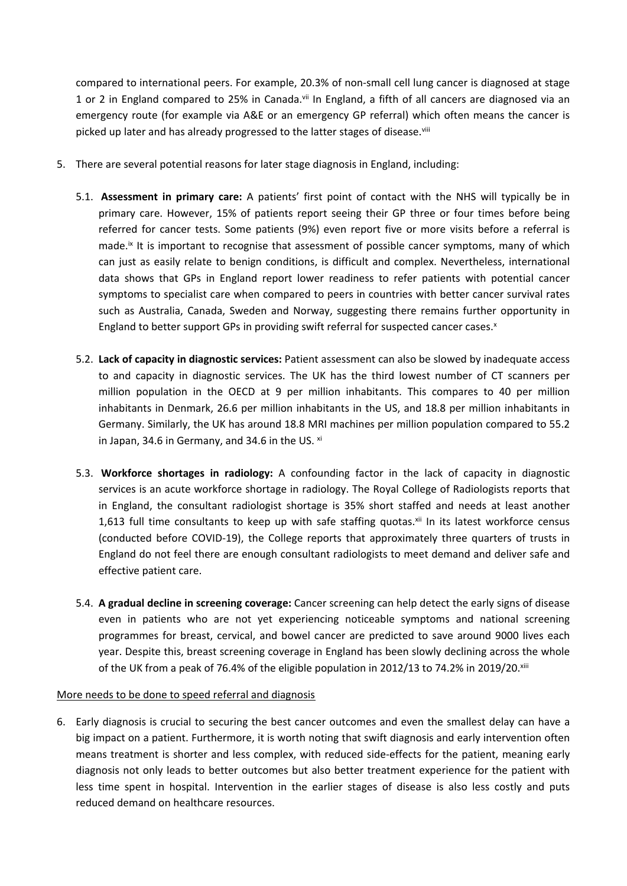compared to international peers. For example, 20.3% of non-small cell lung cancer is diagnosed at stage 1 or 2 in England compared to 25% in Canada.[vii] In England, a fifth of all cancers are diagnosed via an emergency route (for example via A&E or an emergency GP referral) which often means the cancer is picked up later and has already progressed to the latter stages of disease.[viii]

5. There are several potential reasons for later stage diagnosis in England, including:

   5.1. **Assessment in primary care:** A patients' first point of contact with the NHS will typically be in primary care. However, 15% of patients report seeing their GP three or four times before being referred for cancer tests. Some patients (9%) even report five or more visits before a referral is made.[ix] It is important to recognise that assessment of possible cancer symptoms, many of which can just as easily relate to benign conditions, is difficult and complex. Nevertheless, international data shows that GPs in England report lower readiness to refer patients with potential cancer symptoms to specialist care when compared to peers in countries with better cancer survival rates such as Australia, Canada, Sweden and Norway, suggesting there remains further opportunity in England to better support GPs in providing swift referral for suspected cancer cases.[x]

   5.2. **Lack of capacity in diagnostic services:** Patient assessment can also be slowed by inadequate access to and capacity in diagnostic services. The UK has the third lowest number of CT scanners per million population in the OECD at 9 per million inhabitants. This compares to 40 per million inhabitants in Denmark, 26.6 per million inhabitants in the US, and 18.8 per million inhabitants in Germany. Similarly, the UK has around 18.8 MRI machines per million population compared to 55.2 in Japan, 34.6 in Germany, and 34.6 in the US. [xi]

   5.3. **Workforce shortages in radiology:** A confounding factor in the lack of capacity in diagnostic services is an acute workforce shortage in radiology. The Royal College of Radiologists reports that in England, the consultant radiologist shortage is 35% short staffed and needs at least another 1,613 full time consultants to keep up with safe staffing quotas.[xii] In its latest workforce census (conducted before COVID-19), the College reports that approximately three quarters of trusts in England do not feel there are enough consultant radiologists to meet demand and deliver safe and effective patient care.

   5.4. **A gradual decline in screening coverage:** Cancer screening can help detect the early signs of disease even in patients who are not yet experiencing noticeable symptoms and national screening programmes for breast, cervical, and bowel cancer are predicted to save around 9000 lives each year. Despite this, breast screening coverage in England has been slowly declining across the whole of the UK from a peak of 76.4% of the eligible population in 2012/13 to 74.2% in 2019/20.[xiii]

<u>More needs to be done to speed referral and diagnosis</u>

6. Early diagnosis is crucial to securing the best cancer outcomes and even the smallest delay can have a big impact on a patient. Furthermore, it is worth noting that swift diagnosis and early intervention often means treatment is shorter and less complex, with reduced side-effects for the patient, meaning early diagnosis not only leads to better outcomes but also better treatment experience for the patient with less time spent in hospital. Intervention in the earlier stages of disease is also less costly and puts reduced demand on healthcare resources.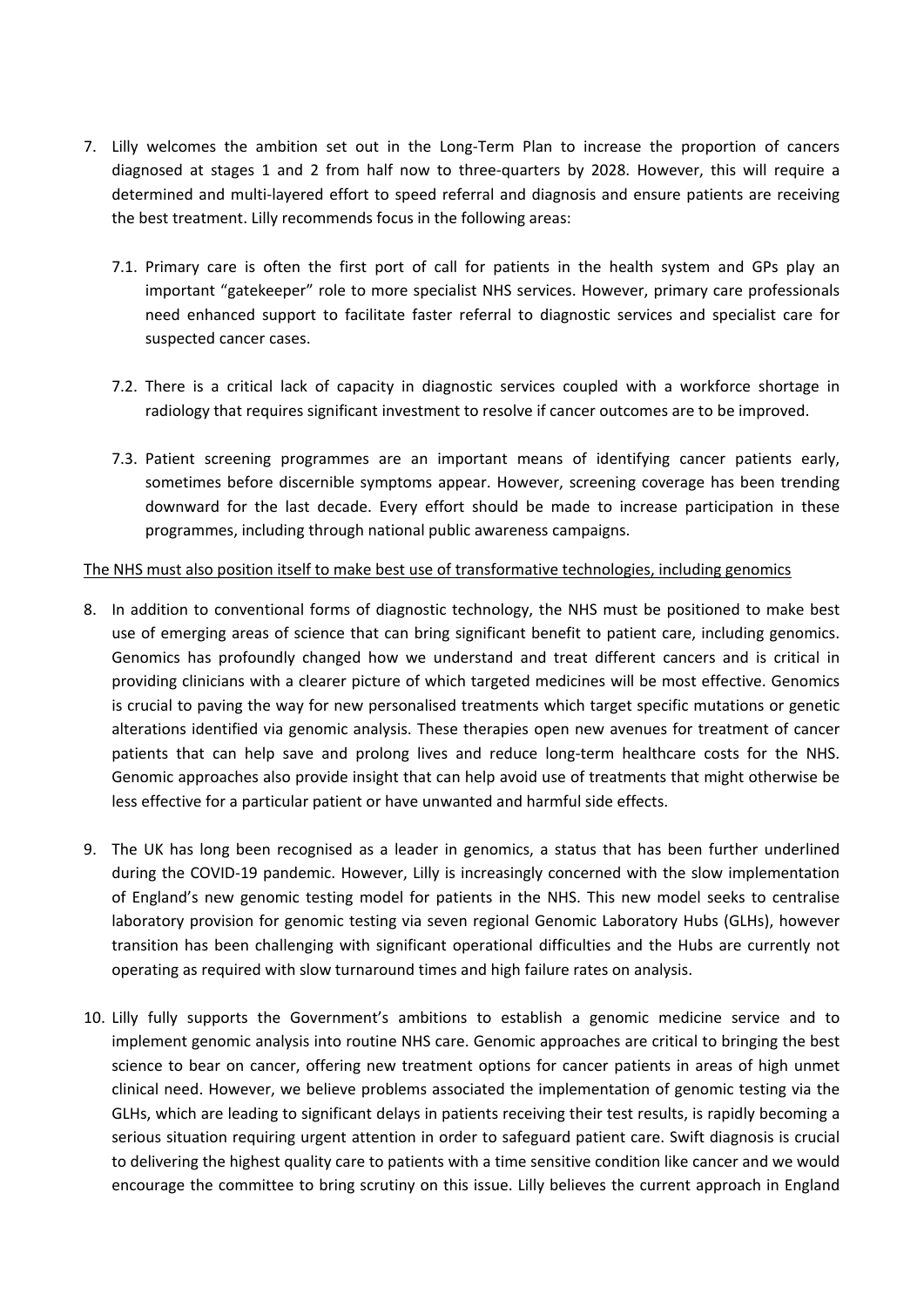7. Lilly welcomes the ambition set out in the Long-Term Plan to increase the proportion of cancers diagnosed at stages 1 and 2 from half now to three-quarters by 2028. However, this will require a determined and multi-layered effort to speed referral and diagnosis and ensure patients are receiving the best treatment. Lilly recommends focus in the following areas:

   7.1. Primary care is often the first port of call for patients in the health system and GPs play an important "gatekeeper" role to more specialist NHS services. However, primary care professionals need enhanced support to facilitate faster referral to diagnostic services and specialist care for suspected cancer cases.

   7.2. There is a critical lack of capacity in diagnostic services coupled with a workforce shortage in radiology that requires significant investment to resolve if cancer outcomes are to be improved.

   7.3. Patient screening programmes are an important means of identifying cancer patients early, sometimes before discernible symptoms appear. However, screening coverage has been trending downward for the last decade. Every effort should be made to increase participation in these programmes, including through national public awareness campaigns.

<u>The NHS must also position itself to make best use of transformative technologies, including genomics</u>

8. In addition to conventional forms of diagnostic technology, the NHS must be positioned to make best use of emerging areas of science that can bring significant benefit to patient care, including genomics. Genomics has profoundly changed how we understand and treat different cancers and is critical in providing clinicians with a clearer picture of which targeted medicines will be most effective. Genomics is crucial to paving the way for new personalised treatments which target specific mutations or genetic alterations identified via genomic analysis. These therapies open new avenues for treatment of cancer patients that can help save and prolong lives and reduce long-term healthcare costs for the NHS. Genomic approaches also provide insight that can help avoid use of treatments that might otherwise be less effective for a particular patient or have unwanted and harmful side effects.

9. The UK has long been recognised as a leader in genomics, a status that has been further underlined during the COVID-19 pandemic. However, Lilly is increasingly concerned with the slow implementation of England's new genomic testing model for patients in the NHS. This new model seeks to centralise laboratory provision for genomic testing via seven regional Genomic Laboratory Hubs (GLHs), however transition has been challenging with significant operational difficulties and the Hubs are currently not operating as required with slow turnaround times and high failure rates on analysis.

10. Lilly fully supports the Government's ambitions to establish a genomic medicine service and to implement genomic analysis into routine NHS care. Genomic approaches are critical to bringing the best science to bear on cancer, offering new treatment options for cancer patients in areas of high unmet clinical need. However, we believe problems associated the implementation of genomic testing via the GLHs, which are leading to significant delays in patients receiving their test results, is rapidly becoming a serious situation requiring urgent attention in order to safeguard patient care. Swift diagnosis is crucial to delivering the highest quality care to patients with a time sensitive condition like cancer and we would encourage the committee to bring scrutiny on this issue. Lilly believes the current approach in England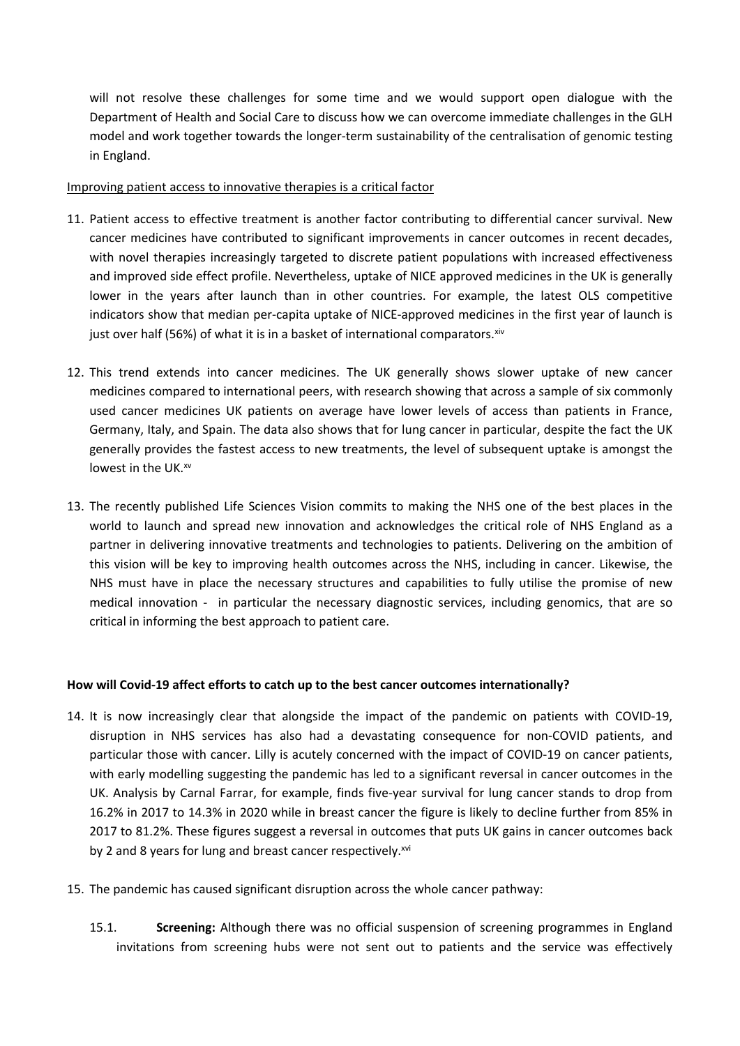will not resolve these challenges for some time and we would support open dialogue with the Department of Health and Social Care to discuss how we can overcome immediate challenges in the GLH model and work together towards the longer-term sustainability of the centralisation of genomic testing in England.

<u>Improving patient access to innovative therapies is a critical factor</u>

11. Patient access to effective treatment is another factor contributing to differential cancer survival. New cancer medicines have contributed to significant improvements in cancer outcomes in recent decades, with novel therapies increasingly targeted to discrete patient populations with increased effectiveness and improved side effect profile. Nevertheless, uptake of NICE approved medicines in the UK is generally lower in the years after launch than in other countries. For example, the latest OLS competitive indicators show that median per-capita uptake of NICE-approved medicines in the first year of launch is just over half (56%) of what it is in a basket of international comparators.[xiv]

12. This trend extends into cancer medicines. The UK generally shows slower uptake of new cancer medicines compared to international peers, with research showing that across a sample of six commonly used cancer medicines UK patients on average have lower levels of access than patients in France, Germany, Italy, and Spain. The data also shows that for lung cancer in particular, despite the fact the UK generally provides the fastest access to new treatments, the level of subsequent uptake is amongst the lowest in the UK.[xv]

13. The recently published Life Sciences Vision commits to making the NHS one of the best places in the world to launch and spread new innovation and acknowledges the critical role of NHS England as a partner in delivering innovative treatments and technologies to patients. Delivering on the ambition of this vision will be key to improving health outcomes across the NHS, including in cancer. Likewise, the NHS must have in place the necessary structures and capabilities to fully utilise the promise of new medical innovation - in particular the necessary diagnostic services, including genomics, that are so critical in informing the best approach to patient care.

**How will Covid-19 affect efforts to catch up to the best cancer outcomes internationally?**

14. It is now increasingly clear that alongside the impact of the pandemic on patients with COVID-19, disruption in NHS services has also had a devastating consequence for non-COVID patients, and particular those with cancer. Lilly is acutely concerned with the impact of COVID-19 on cancer patients, with early modelling suggesting the pandemic has led to a significant reversal in cancer outcomes in the UK. Analysis by Carnal Farrar, for example, finds five-year survival for lung cancer stands to drop from 16.2% in 2017 to 14.3% in 2020 while in breast cancer the figure is likely to decline further from 85% in 2017 to 81.2%. These figures suggest a reversal in outcomes that puts UK gains in cancer outcomes back by 2 and 8 years for lung and breast cancer respectively.[xvi]

15. The pandemic has caused significant disruption across the whole cancer pathway:

    15.1. **Screening:** Although there was no official suspension of screening programmes in England invitations from screening hubs were not sent out to patients and the service was effectively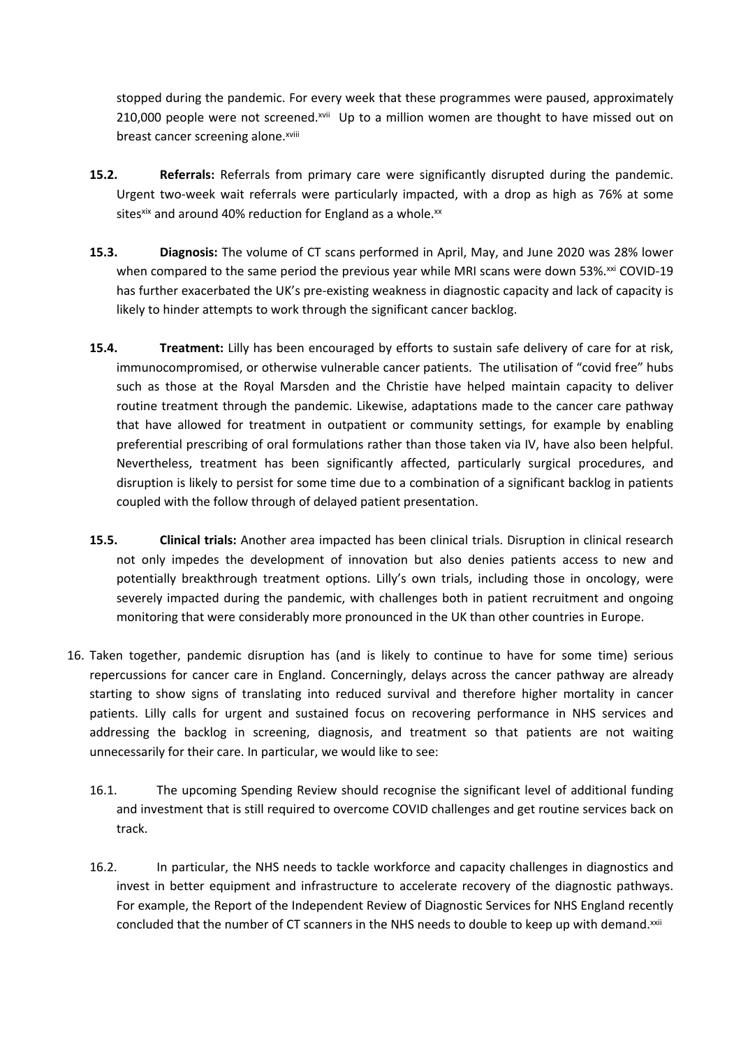stopped during the pandemic. For every week that these programmes were paused, approximately 210,000 people were not screened.[xvii] Up to a million women are thought to have missed out on breast cancer screening alone.[xviii]

**15.2. Referrals:** Referrals from primary care were significantly disrupted during the pandemic. Urgent two-week wait referrals were particularly impacted, with a drop as high as 76% at some sites[xix] and around 40% reduction for England as a whole.[xx]

**15.3. Diagnosis:** The volume of CT scans performed in April, May, and June 2020 was 28% lower when compared to the same period the previous year while MRI scans were down 53%.[xxi] COVID-19 has further exacerbated the UK's pre-existing weakness in diagnostic capacity and lack of capacity is likely to hinder attempts to work through the significant cancer backlog.

**15.4. Treatment:** Lilly has been encouraged by efforts to sustain safe delivery of care for at risk, immunocompromised, or otherwise vulnerable cancer patients. The utilisation of "covid free" hubs such as those at the Royal Marsden and the Christie have helped maintain capacity to deliver routine treatment through the pandemic. Likewise, adaptations made to the cancer care pathway that have allowed for treatment in outpatient or community settings, for example by enabling preferential prescribing of oral formulations rather than those taken via IV, have also been helpful. Nevertheless, treatment has been significantly affected, particularly surgical procedures, and disruption is likely to persist for some time due to a combination of a significant backlog in patients coupled with the follow through of delayed patient presentation.

**15.5. Clinical trials:** Another area impacted has been clinical trials. Disruption in clinical research not only impedes the development of innovation but also denies patients access to new and potentially breakthrough treatment options. Lilly's own trials, including those in oncology, were severely impacted during the pandemic, with challenges both in patient recruitment and ongoing monitoring that were considerably more pronounced in the UK than other countries in Europe.

16. Taken together, pandemic disruption has (and is likely to continue to have for some time) serious repercussions for cancer care in England. Concerningly, delays across the cancer pathway are already starting to show signs of translating into reduced survival and therefore higher mortality in cancer patients. Lilly calls for urgent and sustained focus on recovering performance in NHS services and addressing the backlog in screening, diagnosis, and treatment so that patients are not waiting unnecessarily for their care. In particular, we would like to see:

    16.1. The upcoming Spending Review should recognise the significant level of additional funding and investment that is still required to overcome COVID challenges and get routine services back on track.

    16.2. In particular, the NHS needs to tackle workforce and capacity challenges in diagnostics and invest in better equipment and infrastructure to accelerate recovery of the diagnostic pathways. For example, the Report of the Independent Review of Diagnostic Services for NHS England recently concluded that the number of CT scanners in the NHS needs to double to keep up with demand.[xxii]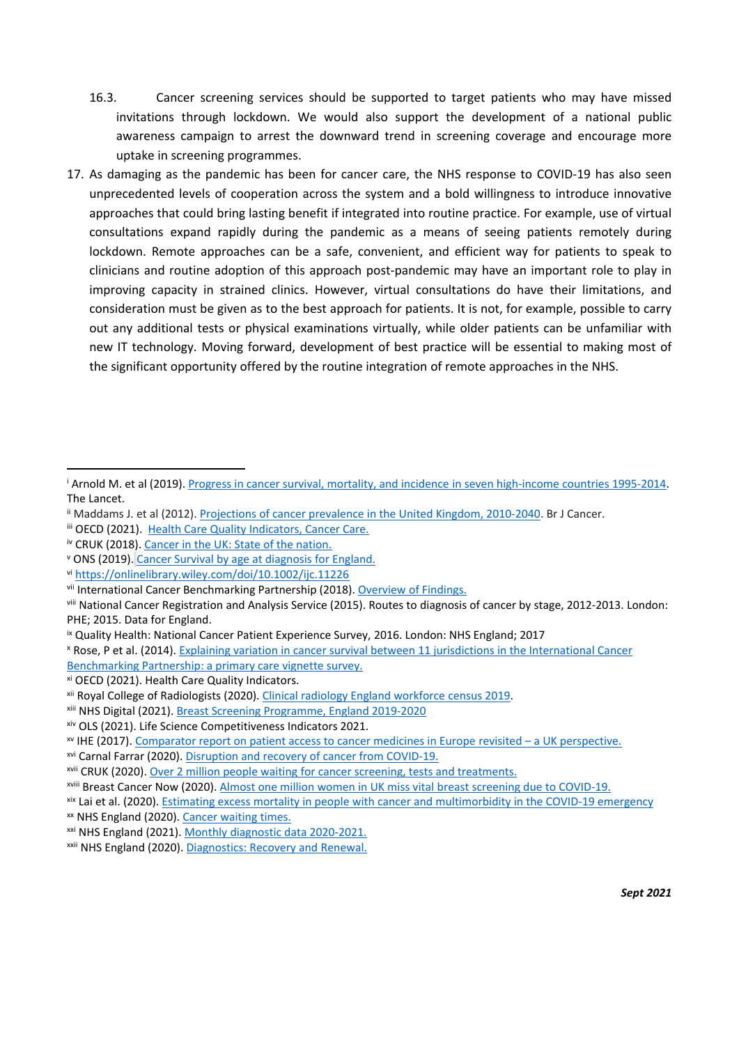16.3. Cancer screening services should be supported to target patients who may have missed invitations through lockdown. We would also support the development of a national public awareness campaign to arrest the downward trend in screening coverage and encourage more uptake in screening programmes.

17. As damaging as the pandemic has been for cancer care, the NHS response to COVID-19 has also seen unprecedented levels of cooperation across the system and a bold willingness to introduce innovative approaches that could bring lasting benefit if integrated into routine practice. For example, use of virtual consultations expand rapidly during the pandemic as a means of seeing patients remotely during lockdown. Remote approaches can be a safe, convenient, and efficient way for patients to speak to clinicians and routine adoption of this approach post-pandemic may have an important role to play in improving capacity in strained clinics. However, virtual consultations do have their limitations, and consideration must be given as to the best approach for patients. It is not, for example, possible to carry out any additional tests or physical examinations virtually, while older patients can be unfamiliar with new IT technology. Moving forward, development of best practice will be essential to making most of the significant opportunity offered by the routine integration of remote approaches in the NHS.

---

[i] Arnold M. et al (2019). Progress in cancer survival, mortality, and incidence in seven high-income countries 1995-2014. The Lancet.

[ii] Maddams J. et al (2012). Projections of cancer prevalence in the United Kingdom, 2010-2040. Br J Cancer.

[iii] OECD (2021). Health Care Quality Indicators, Cancer Care.

[iv] CRUK (2018). Cancer in the UK: State of the nation.

[v] ONS (2019). Cancer Survival by age at diagnosis for England.

[vi] https://onlinelibrary.wiley.com/doi/10.1002/ijc.11226

[vii] International Cancer Benchmarking Partnership (2018). Overview of Findings.

[viii] National Cancer Registration and Analysis Service (2015). Routes to diagnosis of cancer by stage, 2012-2013. London: PHE; 2015. Data for England.

[ix] Quality Health: National Cancer Patient Experience Survey, 2016. London: NHS England; 2017

[x] Rose, P et al. (2014). Explaining variation in cancer survival between 11 jurisdictions in the International Cancer Benchmarking Partnership: a primary care vignette survey.

[xi] OECD (2021). Health Care Quality Indicators.

[xii] Royal College of Radiologists (2020). Clinical radiology England workforce census 2019.

[xiii] NHS Digital (2021). Breast Screening Programme, England 2019-2020

[xiv] OLS (2021). Life Science Competitiveness Indicators 2021.

[xv] IHE (2017). Comparator report on patient access to cancer medicines in Europe revisited – a UK perspective.

[xvi] Carnal Farrar (2020). Disruption and recovery of cancer from COVID-19.

[xvii] CRUK (2020). Over 2 million people waiting for cancer screening, tests and treatments.

[xviii] Breast Cancer Now (2020). Almost one million women in UK miss vital breast screening due to COVID-19.

[xix] Lai et al. (2020). Estimating excess mortality in people with cancer and multimorbidity in the COVID-19 emergency

[xx] NHS England (2020). Cancer waiting times.

[xxi] NHS England (2021). Monthly diagnostic data 2020-2021.

[xxii] NHS England (2020). Diagnostics: Recovery and Renewal.

***Sept 2021***